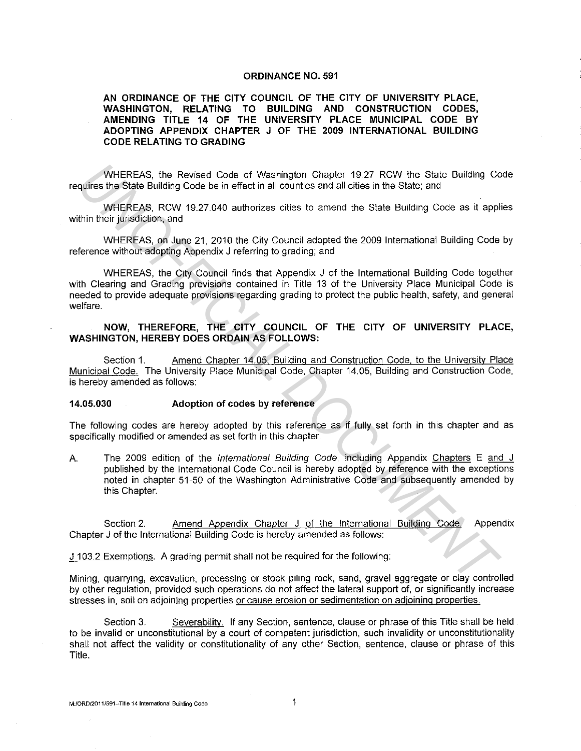**ORDINANCE NO. 591**

**AN ORDINANCE OF THE CITY COUNCIL OF THE CITY OF UNIVERSITY PLACE, WASHINGTON, RELATING TO BUILDING AND CONSTRUCTION CODES, AMENDING TITLE 14 OF THE UNIVERSITY PLACE MUNICIPAL CODE BY ADOPTING APPENDIX CHAPTER J OF THE 2009 INTERNATIONAL BUILDING CODE RELATING TO GRADING**

WHEREAS, the Revised Code of Washington Chapter 19.27 RCW the State Building Code requires the State Building Code be in effect in all counties and all cities in the State; and

WHEREAS, RCW 19.27.040 authorizes cities to amend the State Building Code as it applies within their jurisdiction; and

WHEREAS, on June 21, 2010 the City Council adopted the 2009 International Building Code by reference without adopting Appendix J referring to grading; and

WHEREAS, the City Council finds that Appendix J of the International Building Code together with Clearing and Grading provisions contained in Title 13 of the University Place Municipal Code is needed to provide adequate provisions regarding grading to protect the public health, safety, and general welfare.

**NOW, THEREFORE, THE CITY COUNCIL OF THE CITY OF UNIVERSITY PLACE, WASHINGTON, HEREBY DOES ORDAIN AS FOLLOWS:**

Section 1. Amend Chapter 14.05, Building and Construction Code, to the University Place Municipal Code. The University Place Municipal Code, Chapter 14.05, Building and Construction Code, is hereby amended as follows:

**14.05.030 Adoption of codes by reference**

The following codes are hereby adopted by this reference as if fully set forth in this chapter and as specifically modified or amended as set forth in this chapter.

A. The 2009 edition of the *International Building Code*, including Appendix Chapters E and J published by the International Code Council is hereby adopted by reference with the exceptions noted in chapter 51-50 of the Washington Administrative Code and subsequently amended by this Chapter.

Section 2. Amend Appendix Chapter J of the International Building Code. Appendix Chapter J of the International Building Code is hereby amended as follows:

J 103.2 Exemptions. A grading permit shall not be required for the following:

Mining, quarrying, excavation, processing or stock piling rock, sand, gravel aggregate or clay controlled by other regulation, provided such operations do not affect the lateral support of, or significantly increase stresses in, soil on adjoining properties or cause erosion or sedimentation on adjoining properties.

Section 3. Severability. If any Section, sentence, clause or phrase of this Title shall be held to be invalid or unconstitutional by a court of competent jurisdiction, such invalidity or unconstitutionality shall not affect the validity or constitutionality of any other Section, sentence, clause or phrase of this Title.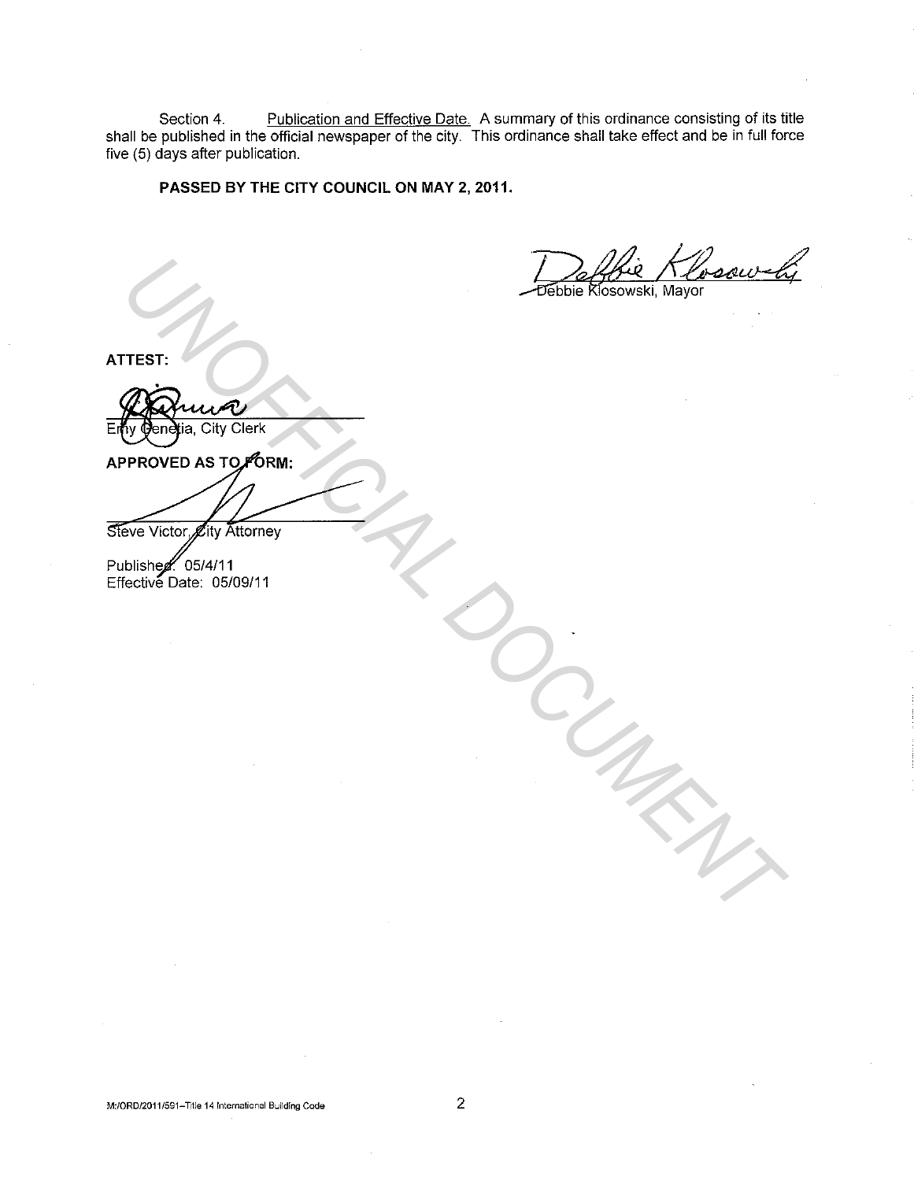Section 4. Publication and Effective Date. A summary of this ordinance consisting of its title shall be published in the official newspaper of the city. This ordinance shall take effect and be in full force five (5) days after publication.

**PASSED BY THE CITY COUNCIL ON MAY 2, 2011.**

Debbie Klosowski, Mayor

**ATTEST:**

Emy Genetia, City Clerk

**APPROVED AS TO FORM:**

Steve Victor, City Attorney

Published: 05/4/11
Effective Date: 05/09/11

UNOFFICIAL DOCUMENT

M:/ORD/2011/591–Title 14 International Building Code